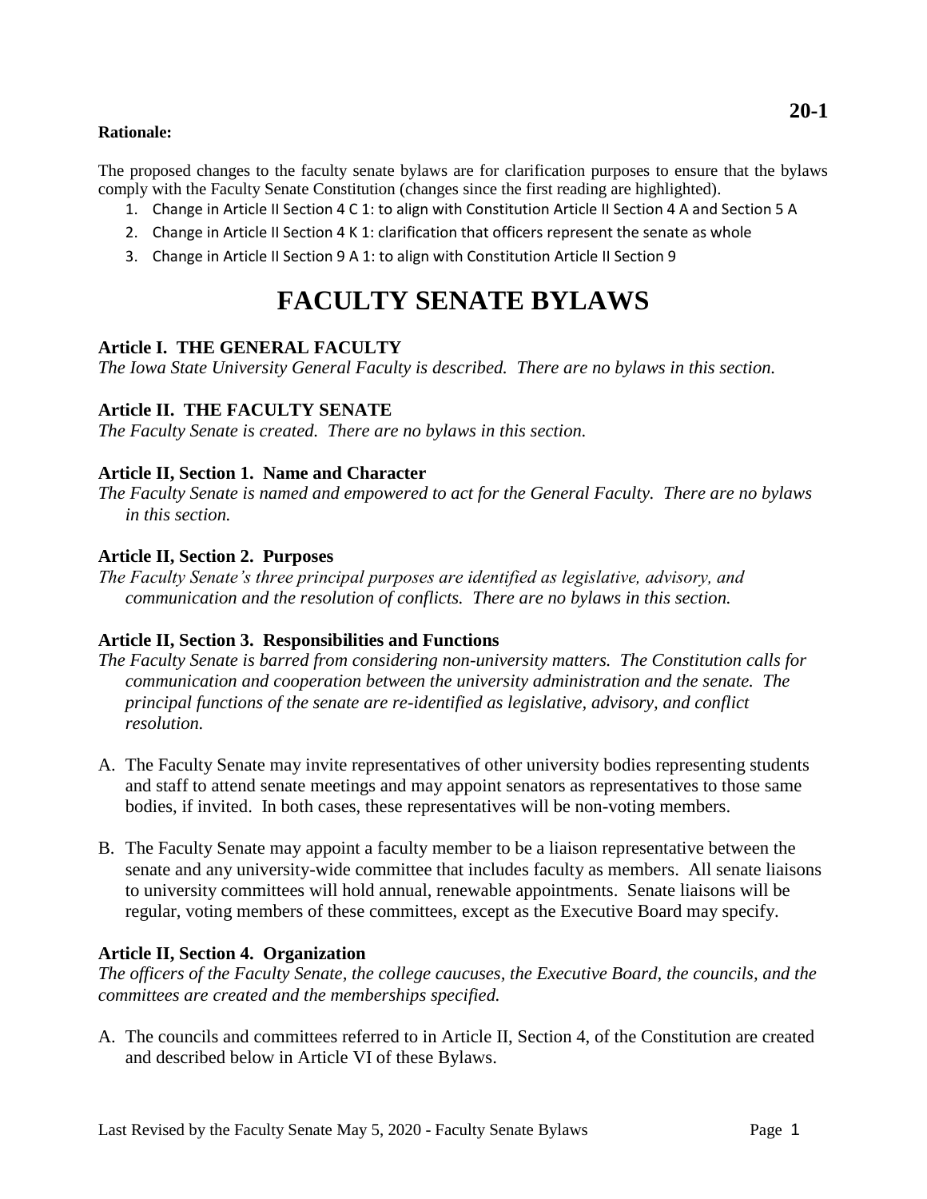20-1

**Rationale:**

The proposed changes to the faculty senate bylaws are for clarification purposes to ensure that the bylaws comply with the Faculty Senate Constitution (changes since the first reading are highlighted).

1. Change in Article II Section 4 C 1: to align with Constitution Article II Section 4 A and Section 5 A
2. Change in Article II Section 4 K 1: clarification that officers represent the senate as whole
3. Change in Article II Section 9 A 1: to align with Constitution Article II Section 9

# FACULTY SENATE BYLAWS

### Article I. THE GENERAL FACULTY

*The Iowa State University General Faculty is described. There are no bylaws in this section.*

### Article II. THE FACULTY SENATE

*The Faculty Senate is created. There are no bylaws in this section.*

### Article II, Section 1. Name and Character

*The Faculty Senate is named and empowered to act for the General Faculty. There are no bylaws in this section.*

### Article II, Section 2. Purposes

*The Faculty Senate's three principal purposes are identified as legislative, advisory, and communication and the resolution of conflicts. There are no bylaws in this section.*

### Article II, Section 3. Responsibilities and Functions

*The Faculty Senate is barred from considering non-university matters. The Constitution calls for communication and cooperation between the university administration and the senate. The principal functions of the senate are re-identified as legislative, advisory, and conflict resolution.*

A. The Faculty Senate may invite representatives of other university bodies representing students and staff to attend senate meetings and may appoint senators as representatives to those same bodies, if invited. In both cases, these representatives will be non-voting members.

B. The Faculty Senate may appoint a faculty member to be a liaison representative between the senate and any university-wide committee that includes faculty as members. All senate liaisons to university committees will hold annual, renewable appointments. Senate liaisons will be regular, voting members of these committees, except as the Executive Board may specify.

### Article II, Section 4. Organization

*The officers of the Faculty Senate, the college caucuses, the Executive Board, the councils, and the committees are created and the memberships specified.*

A. The councils and committees referred to in Article II, Section 4, of the Constitution are created and described below in Article VI of these Bylaws.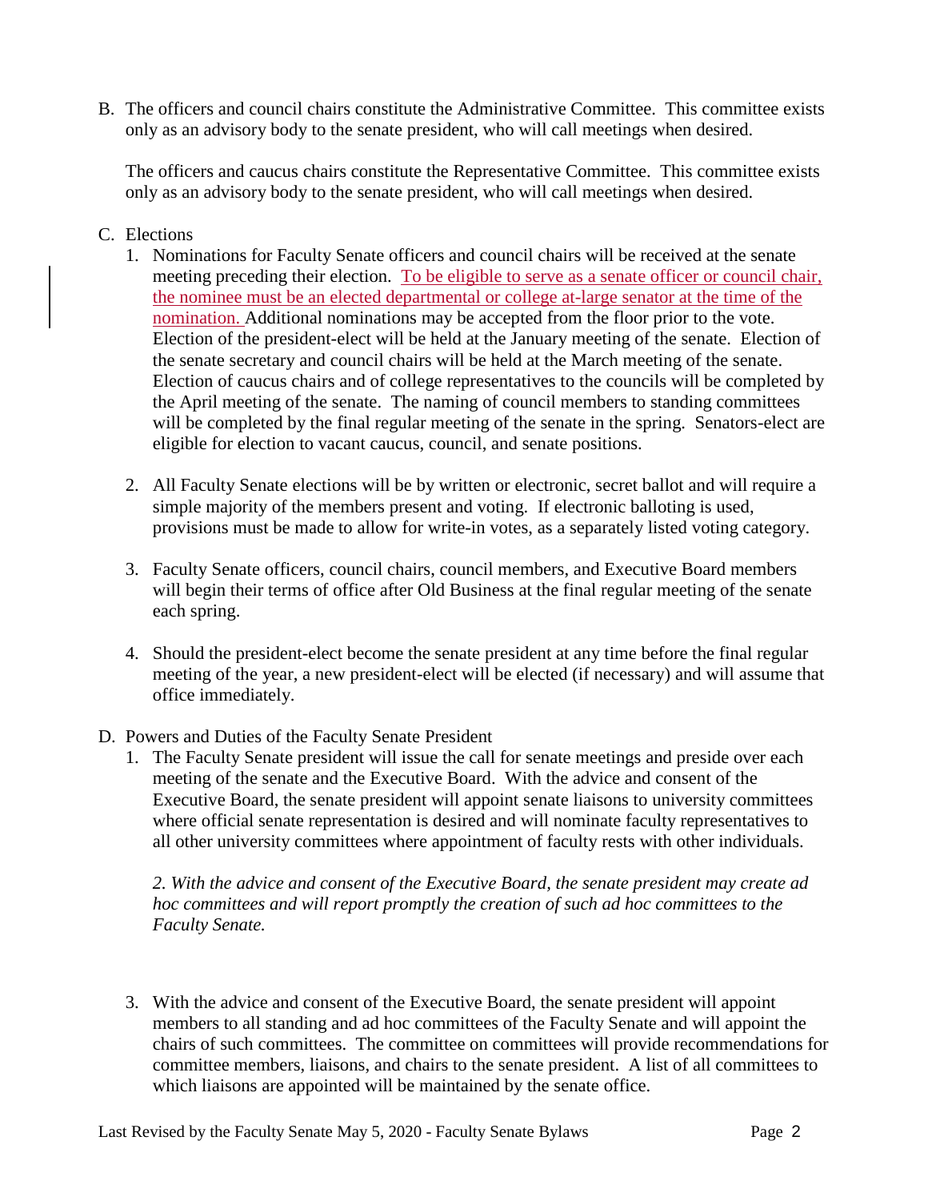B. The officers and council chairs constitute the Administrative Committee. This committee exists only as an advisory body to the senate president, who will call meetings when desired.

   The officers and caucus chairs constitute the Representative Committee. This committee exists only as an advisory body to the senate president, who will call meetings when desired.

C. Elections

   1. Nominations for Faculty Senate officers and council chairs will be received at the senate meeting preceding their election. To be eligible to serve as a senate officer or council chair, the nominee must be an elected departmental or college at-large senator at the time of the nomination. Additional nominations may be accepted from the floor prior to the vote. Election of the president-elect will be held at the January meeting of the senate. Election of the senate secretary and council chairs will be held at the March meeting of the senate. Election of caucus chairs and of college representatives to the councils will be completed by the April meeting of the senate. The naming of council members to standing committees will be completed by the final regular meeting of the senate in the spring. Senators-elect are eligible for election to vacant caucus, council, and senate positions.

   2. All Faculty Senate elections will be by written or electronic, secret ballot and will require a simple majority of the members present and voting. If electronic balloting is used, provisions must be made to allow for write-in votes, as a separately listed voting category.

   3. Faculty Senate officers, council chairs, council members, and Executive Board members will begin their terms of office after Old Business at the final regular meeting of the senate each spring.

   4. Should the president-elect become the senate president at any time before the final regular meeting of the year, a new president-elect will be elected (if necessary) and will assume that office immediately.

D. Powers and Duties of the Faculty Senate President

   1. The Faculty Senate president will issue the call for senate meetings and preside over each meeting of the senate and the Executive Board. With the advice and consent of the Executive Board, the senate president will appoint senate liaisons to university committees where official senate representation is desired and will nominate faculty representatives to all other university committees where appointment of faculty rests with other individuals.

      *2. With the advice and consent of the Executive Board, the senate president may create ad hoc committees and will report promptly the creation of such ad hoc committees to the Faculty Senate.*

   3. With the advice and consent of the Executive Board, the senate president will appoint members to all standing and ad hoc committees of the Faculty Senate and will appoint the chairs of such committees. The committee on committees will provide recommendations for committee members, liaisons, and chairs to the senate president. A list of all committees to which liaisons are appointed will be maintained by the senate office.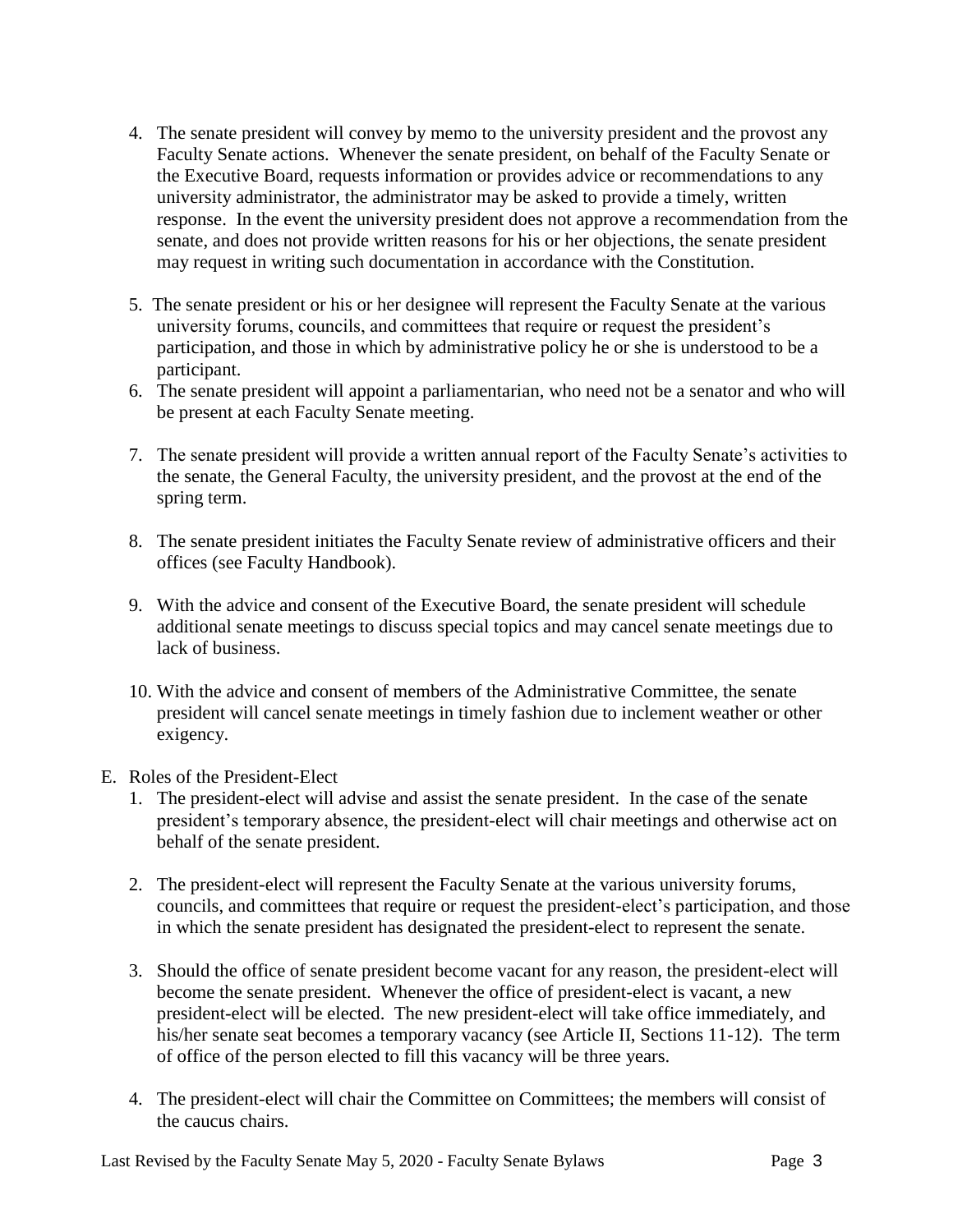4. The senate president will convey by memo to the university president and the provost any Faculty Senate actions. Whenever the senate president, on behalf of the Faculty Senate or the Executive Board, requests information or provides advice or recommendations to any university administrator, the administrator may be asked to provide a timely, written response. In the event the university president does not approve a recommendation from the senate, and does not provide written reasons for his or her objections, the senate president may request in writing such documentation in accordance with the Constitution.

5. The senate president or his or her designee will represent the Faculty Senate at the various university forums, councils, and committees that require or request the president's participation, and those in which by administrative policy he or she is understood to be a participant.

6. The senate president will appoint a parliamentarian, who need not be a senator and who will be present at each Faculty Senate meeting.

7. The senate president will provide a written annual report of the Faculty Senate's activities to the senate, the General Faculty, the university president, and the provost at the end of the spring term.

8. The senate president initiates the Faculty Senate review of administrative officers and their offices (see Faculty Handbook).

9. With the advice and consent of the Executive Board, the senate president will schedule additional senate meetings to discuss special topics and may cancel senate meetings due to lack of business.

10. With the advice and consent of members of the Administrative Committee, the senate president will cancel senate meetings in timely fashion due to inclement weather or other exigency.

E. Roles of the President-Elect

1. The president-elect will advise and assist the senate president. In the case of the senate president's temporary absence, the president-elect will chair meetings and otherwise act on behalf of the senate president.

2. The president-elect will represent the Faculty Senate at the various university forums, councils, and committees that require or request the president-elect's participation, and those in which the senate president has designated the president-elect to represent the senate.

3. Should the office of senate president become vacant for any reason, the president-elect will become the senate president. Whenever the office of president-elect is vacant, a new president-elect will be elected. The new president-elect will take office immediately, and his/her senate seat becomes a temporary vacancy (see Article II, Sections 11-12). The term of office of the person elected to fill this vacancy will be three years.

4. The president-elect will chair the Committee on Committees; the members will consist of the caucus chairs.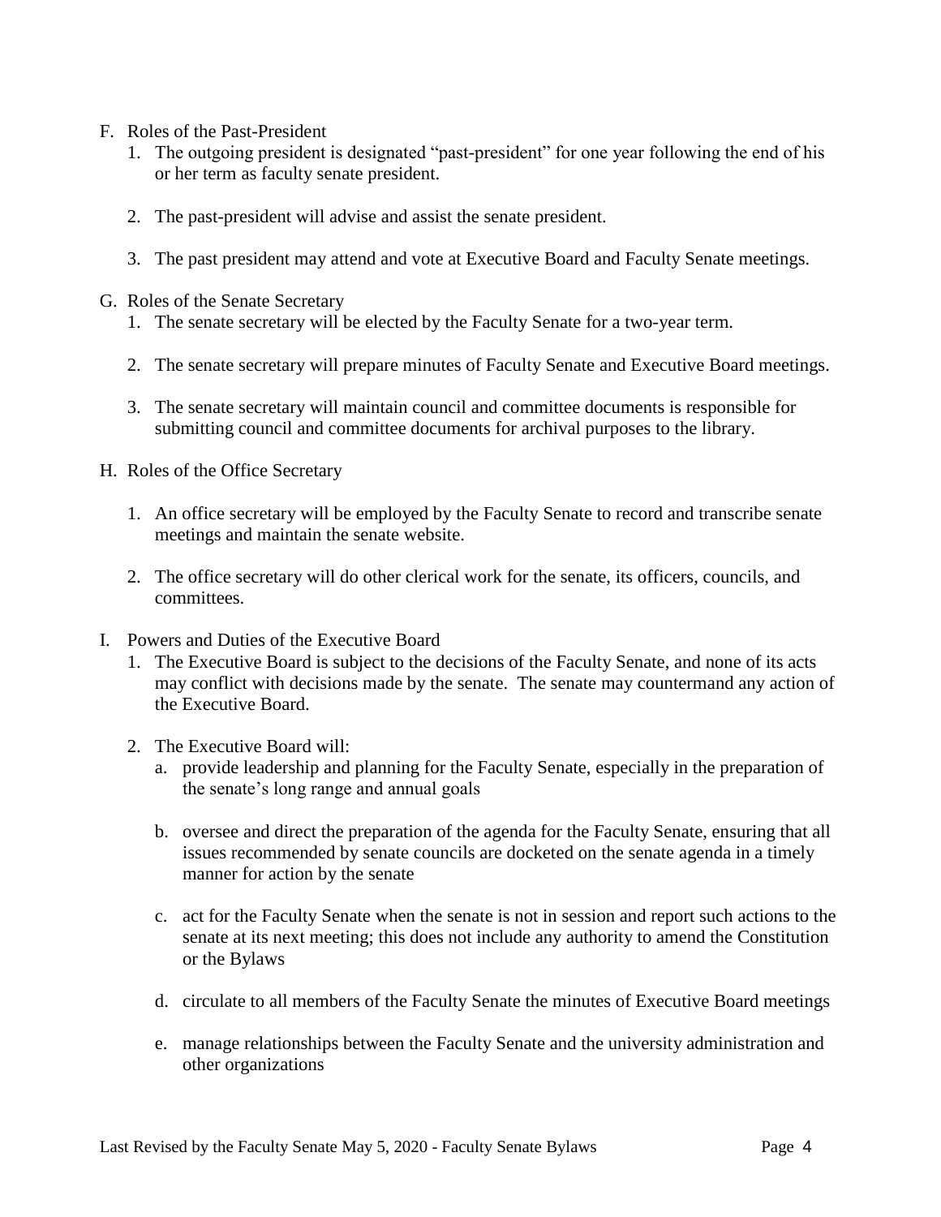F. Roles of the Past-President

1. The outgoing president is designated “past-president” for one year following the end of his or her term as faculty senate president.

2. The past-president will advise and assist the senate president.

3. The past president may attend and vote at Executive Board and Faculty Senate meetings.

G. Roles of the Senate Secretary

1. The senate secretary will be elected by the Faculty Senate for a two-year term.

2. The senate secretary will prepare minutes of Faculty Senate and Executive Board meetings.

3. The senate secretary will maintain council and committee documents is responsible for submitting council and committee documents for archival purposes to the library.

H. Roles of the Office Secretary

1. An office secretary will be employed by the Faculty Senate to record and transcribe senate meetings and maintain the senate website.

2. The office secretary will do other clerical work for the senate, its officers, councils, and committees.

I. Powers and Duties of the Executive Board

1. The Executive Board is subject to the decisions of the Faculty Senate, and none of its acts may conflict with decisions made by the senate. The senate may countermand any action of the Executive Board.

2. The Executive Board will:

   a. provide leadership and planning for the Faculty Senate, especially in the preparation of the senate’s long range and annual goals

   b. oversee and direct the preparation of the agenda for the Faculty Senate, ensuring that all issues recommended by senate councils are docketed on the senate agenda in a timely manner for action by the senate

   c. act for the Faculty Senate when the senate is not in session and report such actions to the senate at its next meeting; this does not include any authority to amend the Constitution or the Bylaws

   d. circulate to all members of the Faculty Senate the minutes of Executive Board meetings

   e. manage relationships between the Faculty Senate and the university administration and other organizations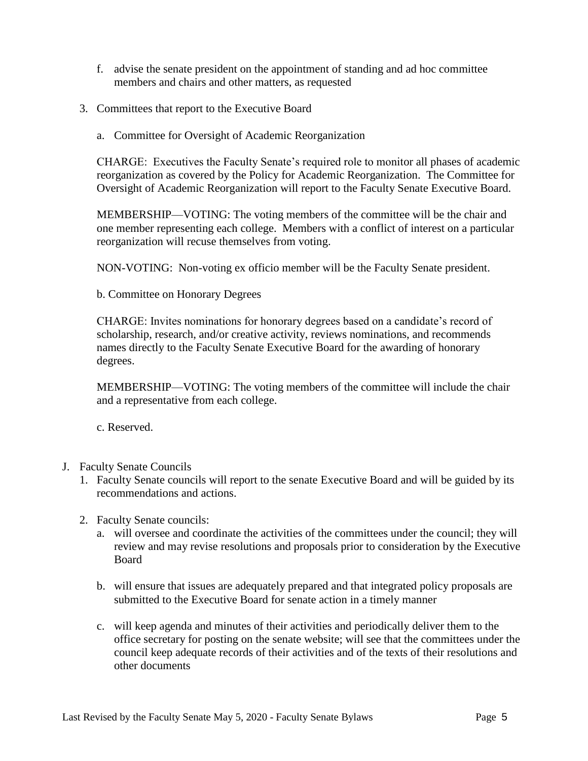f. advise the senate president on the appointment of standing and ad hoc committee members and chairs and other matters, as requested

3. Committees that report to the Executive Board

   a. Committee for Oversight of Academic Reorganization

   CHARGE: Executives the Faculty Senate's required role to monitor all phases of academic reorganization as covered by the Policy for Academic Reorganization. The Committee for Oversight of Academic Reorganization will report to the Faculty Senate Executive Board.

   MEMBERSHIP—VOTING: The voting members of the committee will be the chair and one member representing each college. Members with a conflict of interest on a particular reorganization will recuse themselves from voting.

   NON-VOTING: Non-voting ex officio member will be the Faculty Senate president.

   b. Committee on Honorary Degrees

   CHARGE: Invites nominations for honorary degrees based on a candidate's record of scholarship, research, and/or creative activity, reviews nominations, and recommends names directly to the Faculty Senate Executive Board for the awarding of honorary degrees.

   MEMBERSHIP—VOTING: The voting members of the committee will include the chair and a representative from each college.

   c. Reserved.

J. Faculty Senate Councils
   1. Faculty Senate councils will report to the senate Executive Board and will be guided by its recommendations and actions.

   2. Faculty Senate councils:
      a. will oversee and coordinate the activities of the committees under the council; they will review and may revise resolutions and proposals prior to consideration by the Executive Board

      b. will ensure that issues are adequately prepared and that integrated policy proposals are submitted to the Executive Board for senate action in a timely manner

      c. will keep agenda and minutes of their activities and periodically deliver them to the office secretary for posting on the senate website; will see that the committees under the council keep adequate records of their activities and of the texts of their resolutions and other documents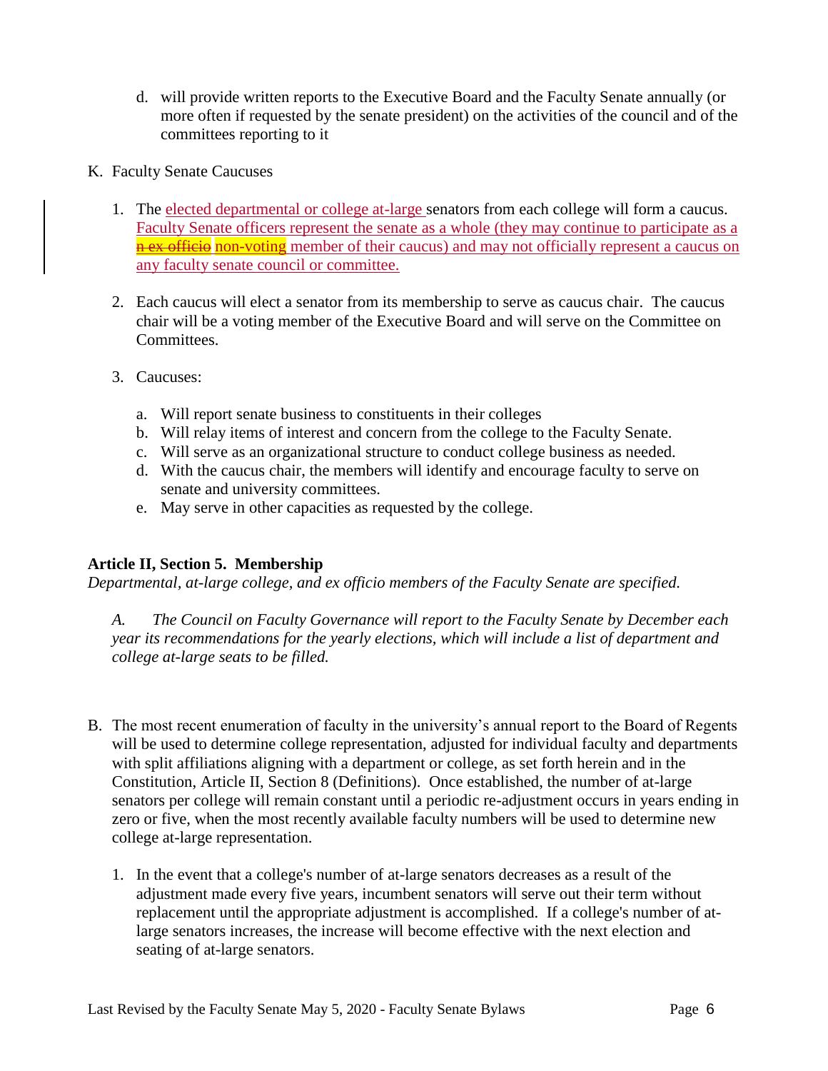d. will provide written reports to the Executive Board and the Faculty Senate annually (or more often if requested by the senate president) on the activities of the council and of the committees reporting to it

K. Faculty Senate Caucuses

1. The elected departmental or college at-large senators from each college will form a caucus. Faculty Senate officers represent the senate as a whole (they may continue to participate as a ~~n ex officio~~ non-voting member of their caucus) and may not officially represent a caucus on any faculty senate council or committee.

2. Each caucus will elect a senator from its membership to serve as caucus chair. The caucus chair will be a voting member of the Executive Board and will serve on the Committee on Committees.

3. Caucuses:

   a. Will report senate business to constituents in their colleges
   b. Will relay items of interest and concern from the college to the Faculty Senate.
   c. Will serve as an organizational structure to conduct college business as needed.
   d. With the caucus chair, the members will identify and encourage faculty to serve on senate and university committees.
   e. May serve in other capacities as requested by the college.

**Article II, Section 5. Membership**

*Departmental, at-large college, and ex officio members of the Faculty Senate are specified.*

*A. The Council on Faculty Governance will report to the Faculty Senate by December each year its recommendations for the yearly elections, which will include a list of department and college at-large seats to be filled.*

B. The most recent enumeration of faculty in the university's annual report to the Board of Regents will be used to determine college representation, adjusted for individual faculty and departments with split affiliations aligning with a department or college, as set forth herein and in the Constitution, Article II, Section 8 (Definitions). Once established, the number of at-large senators per college will remain constant until a periodic re-adjustment occurs in years ending in zero or five, when the most recently available faculty numbers will be used to determine new college at-large representation.

1. In the event that a college's number of at-large senators decreases as a result of the adjustment made every five years, incumbent senators will serve out their term without replacement until the appropriate adjustment is accomplished. If a college's number of at-large senators increases, the increase will become effective with the next election and seating of at-large senators.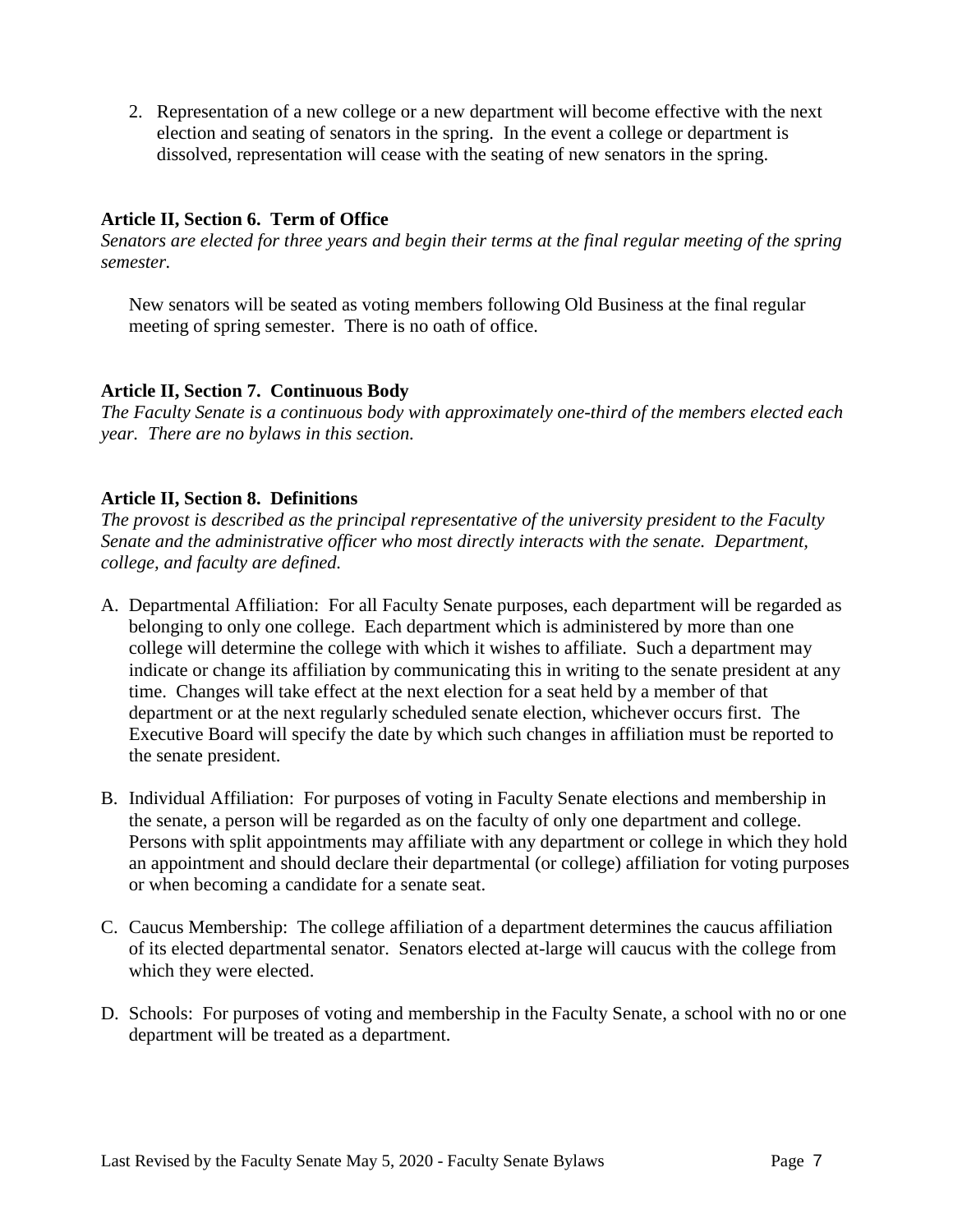2. Representation of a new college or a new department will become effective with the next election and seating of senators in the spring. In the event a college or department is dissolved, representation will cease with the seating of new senators in the spring.

**Article II, Section 6. Term of Office**

*Senators are elected for three years and begin their terms at the final regular meeting of the spring semester.*

New senators will be seated as voting members following Old Business at the final regular meeting of spring semester. There is no oath of office.

**Article II, Section 7. Continuous Body**

*The Faculty Senate is a continuous body with approximately one-third of the members elected each year. There are no bylaws in this section.*

**Article II, Section 8. Definitions**

*The provost is described as the principal representative of the university president to the Faculty Senate and the administrative officer who most directly interacts with the senate. Department, college, and faculty are defined.*

A. Departmental Affiliation: For all Faculty Senate purposes, each department will be regarded as belonging to only one college. Each department which is administered by more than one college will determine the college with which it wishes to affiliate. Such a department may indicate or change its affiliation by communicating this in writing to the senate president at any time. Changes will take effect at the next election for a seat held by a member of that department or at the next regularly scheduled senate election, whichever occurs first. The Executive Board will specify the date by which such changes in affiliation must be reported to the senate president.

B. Individual Affiliation: For purposes of voting in Faculty Senate elections and membership in the senate, a person will be regarded as on the faculty of only one department and college. Persons with split appointments may affiliate with any department or college in which they hold an appointment and should declare their departmental (or college) affiliation for voting purposes or when becoming a candidate for a senate seat.

C. Caucus Membership: The college affiliation of a department determines the caucus affiliation of its elected departmental senator. Senators elected at-large will caucus with the college from which they were elected.

D. Schools: For purposes of voting and membership in the Faculty Senate, a school with no or one department will be treated as a department.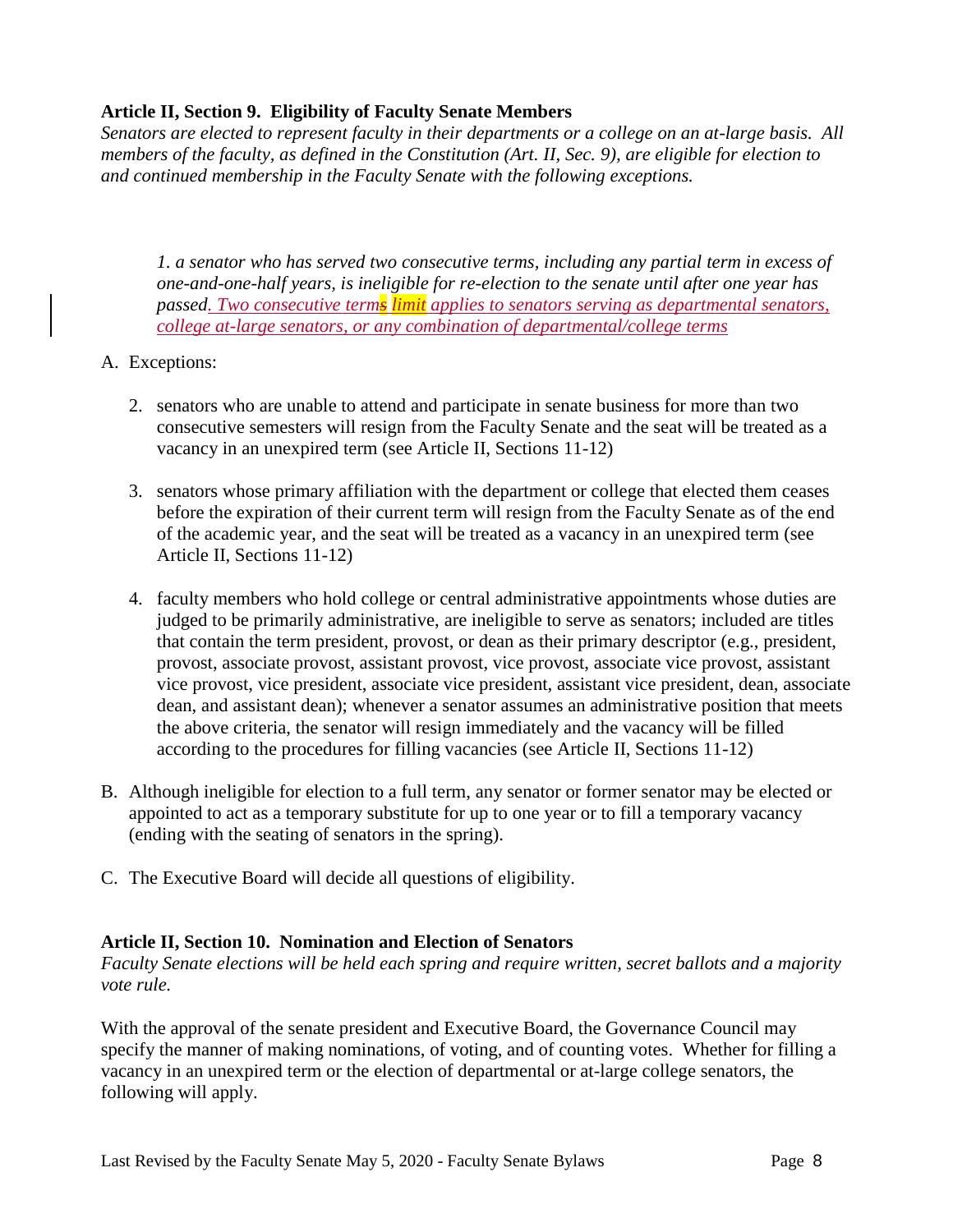**Article II, Section 9. Eligibility of Faculty Senate Members**

*Senators are elected to represent faculty in their departments or a college on an at-large basis. All members of the faculty, as defined in the Constitution (Art. II, Sec. 9), are eligible for election to and continued membership in the Faculty Senate with the following exceptions.*

*1. a senator who has served two consecutive terms, including any partial term in excess of one-and-one-half years, is ineligible for re-election to the senate until after one year has passed. Two consecutive terms limit applies to senators serving as departmental senators, college at-large senators, or any combination of departmental/college terms*

A. Exceptions:

2. senators who are unable to attend and participate in senate business for more than two consecutive semesters will resign from the Faculty Senate and the seat will be treated as a vacancy in an unexpired term (see Article II, Sections 11-12)

3. senators whose primary affiliation with the department or college that elected them ceases before the expiration of their current term will resign from the Faculty Senate as of the end of the academic year, and the seat will be treated as a vacancy in an unexpired term (see Article II, Sections 11-12)

4. faculty members who hold college or central administrative appointments whose duties are judged to be primarily administrative, are ineligible to serve as senators; included are titles that contain the term president, provost, or dean as their primary descriptor (e.g., president, provost, associate provost, assistant provost, vice provost, associate vice provost, assistant vice provost, vice president, associate vice president, assistant vice president, dean, associate dean, and assistant dean); whenever a senator assumes an administrative position that meets the above criteria, the senator will resign immediately and the vacancy will be filled according to the procedures for filling vacancies (see Article II, Sections 11-12)

B. Although ineligible for election to a full term, any senator or former senator may be elected or appointed to act as a temporary substitute for up to one year or to fill a temporary vacancy (ending with the seating of senators in the spring).

C. The Executive Board will decide all questions of eligibility.

**Article II, Section 10. Nomination and Election of Senators**

*Faculty Senate elections will be held each spring and require written, secret ballots and a majority vote rule.*

With the approval of the senate president and Executive Board, the Governance Council may specify the manner of making nominations, of voting, and of counting votes. Whether for filling a vacancy in an unexpired term or the election of departmental or at-large college senators, the following will apply.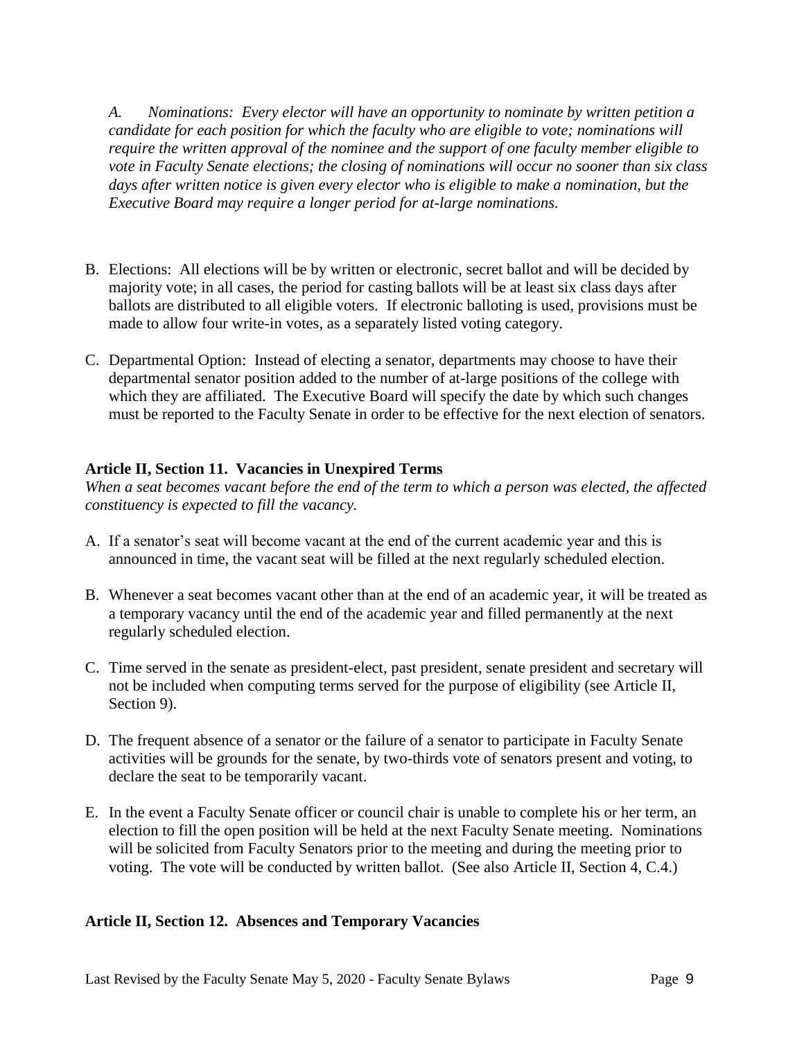*A. Nominations: Every elector will have an opportunity to nominate by written petition a candidate for each position for which the faculty who are eligible to vote; nominations will require the written approval of the nominee and the support of one faculty member eligible to vote in Faculty Senate elections; the closing of nominations will occur no sooner than six class days after written notice is given every elector who is eligible to make a nomination, but the Executive Board may require a longer period for at-large nominations.*

B. Elections: All elections will be by written or electronic, secret ballot and will be decided by majority vote; in all cases, the period for casting ballots will be at least six class days after ballots are distributed to all eligible voters. If electronic balloting is used, provisions must be made to allow four write-in votes, as a separately listed voting category.

C. Departmental Option: Instead of electing a senator, departments may choose to have their departmental senator position added to the number of at-large positions of the college with which they are affiliated. The Executive Board will specify the date by which such changes must be reported to the Faculty Senate in order to be effective for the next election of senators.

**Article II, Section 11. Vacancies in Unexpired Terms**

*When a seat becomes vacant before the end of the term to which a person was elected, the affected constituency is expected to fill the vacancy.*

A. If a senator's seat will become vacant at the end of the current academic year and this is announced in time, the vacant seat will be filled at the next regularly scheduled election.

B. Whenever a seat becomes vacant other than at the end of an academic year, it will be treated as a temporary vacancy until the end of the academic year and filled permanently at the next regularly scheduled election.

C. Time served in the senate as president-elect, past president, senate president and secretary will not be included when computing terms served for the purpose of eligibility (see Article II, Section 9).

D. The frequent absence of a senator or the failure of a senator to participate in Faculty Senate activities will be grounds for the senate, by two-thirds vote of senators present and voting, to declare the seat to be temporarily vacant.

E. In the event a Faculty Senate officer or council chair is unable to complete his or her term, an election to fill the open position will be held at the next Faculty Senate meeting. Nominations will be solicited from Faculty Senators prior to the meeting and during the meeting prior to voting. The vote will be conducted by written ballot. (See also Article II, Section 4, C.4.)

**Article II, Section 12. Absences and Temporary Vacancies**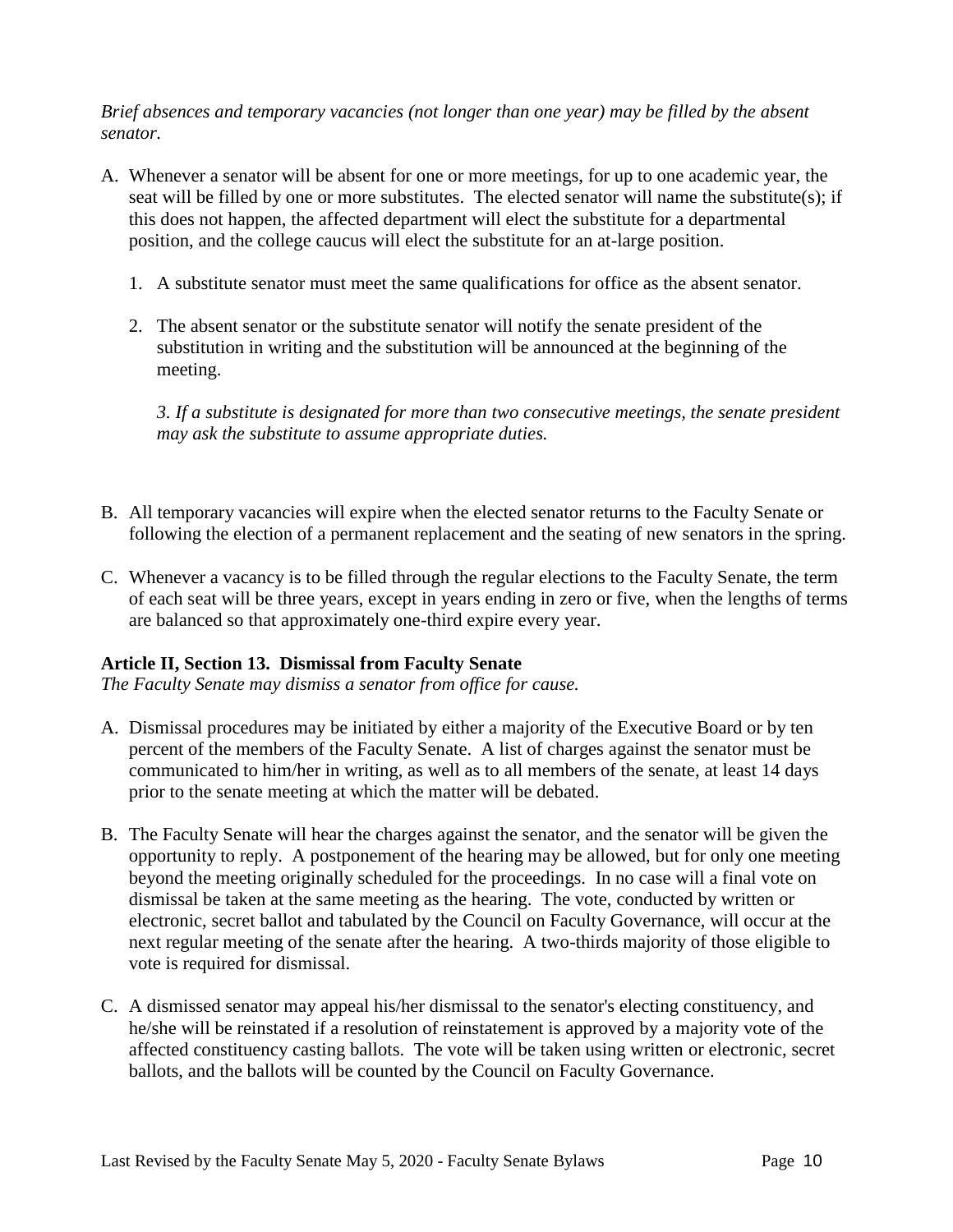*Brief absences and temporary vacancies (not longer than one year) may be filled by the absent senator.*

A. Whenever a senator will be absent for one or more meetings, for up to one academic year, the seat will be filled by one or more substitutes. The elected senator will name the substitute(s); if this does not happen, the affected department will elect the substitute for a departmental position, and the college caucus will elect the substitute for an at-large position.

   1. A substitute senator must meet the same qualifications for office as the absent senator.

   2. The absent senator or the substitute senator will notify the senate president of the substitution in writing and the substitution will be announced at the beginning of the meeting.

   *3. If a substitute is designated for more than two consecutive meetings, the senate president may ask the substitute to assume appropriate duties.*

B. All temporary vacancies will expire when the elected senator returns to the Faculty Senate or following the election of a permanent replacement and the seating of new senators in the spring.

C. Whenever a vacancy is to be filled through the regular elections to the Faculty Senate, the term of each seat will be three years, except in years ending in zero or five, when the lengths of terms are balanced so that approximately one-third expire every year.

### Article II, Section 13. Dismissal from Faculty Senate

*The Faculty Senate may dismiss a senator from office for cause.*

A. Dismissal procedures may be initiated by either a majority of the Executive Board or by ten percent of the members of the Faculty Senate. A list of charges against the senator must be communicated to him/her in writing, as well as to all members of the senate, at least 14 days prior to the senate meeting at which the matter will be debated.

B. The Faculty Senate will hear the charges against the senator, and the senator will be given the opportunity to reply. A postponement of the hearing may be allowed, but for only one meeting beyond the meeting originally scheduled for the proceedings. In no case will a final vote on dismissal be taken at the same meeting as the hearing. The vote, conducted by written or electronic, secret ballot and tabulated by the Council on Faculty Governance, will occur at the next regular meeting of the senate after the hearing. A two-thirds majority of those eligible to vote is required for dismissal.

C. A dismissed senator may appeal his/her dismissal to the senator's electing constituency, and he/she will be reinstated if a resolution of reinstatement is approved by a majority vote of the affected constituency casting ballots. The vote will be taken using written or electronic, secret ballots, and the ballots will be counted by the Council on Faculty Governance.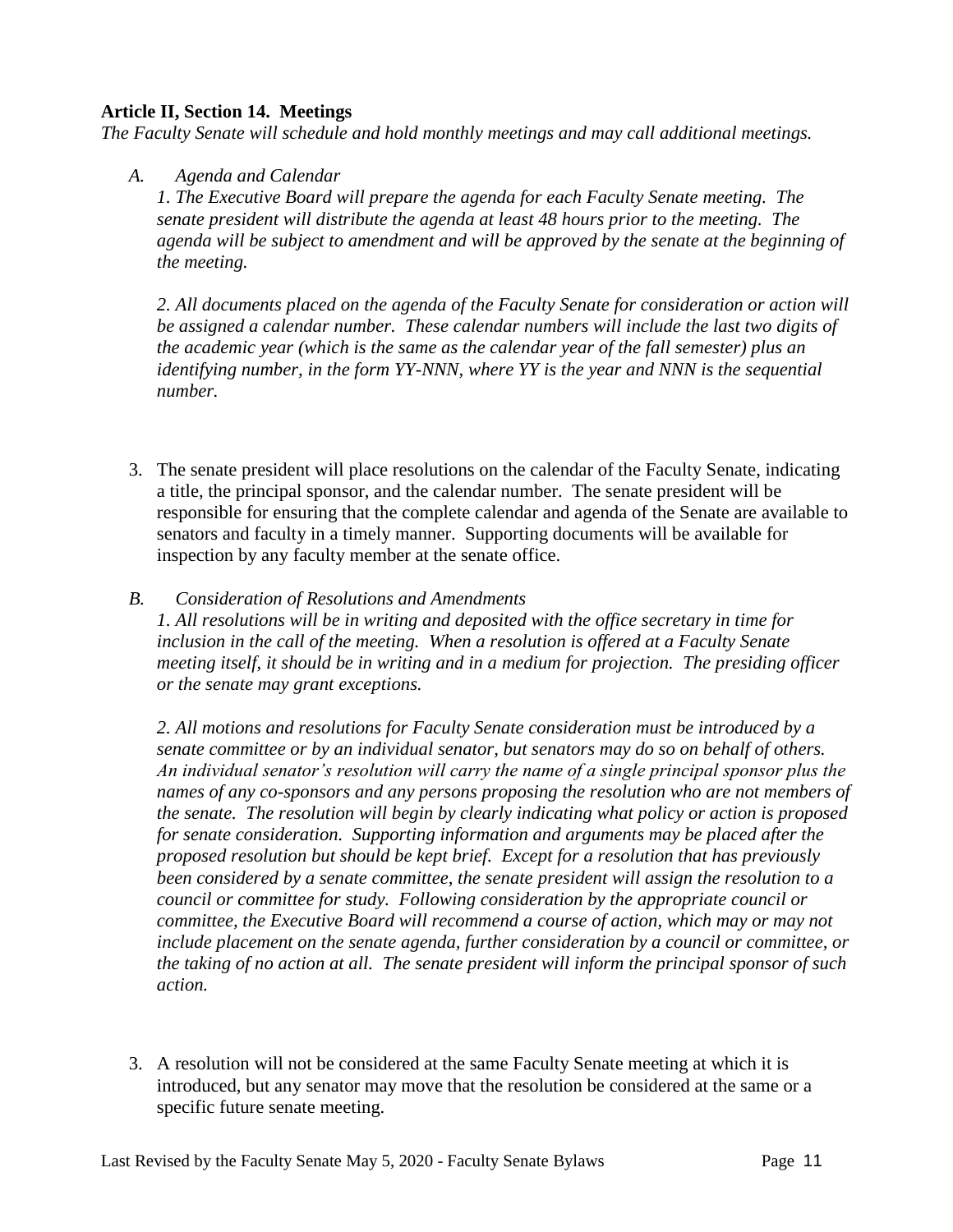**Article II, Section 14. Meetings**

*The Faculty Senate will schedule and hold monthly meetings and may call additional meetings.*

*A. Agenda and Calendar*

*1. The Executive Board will prepare the agenda for each Faculty Senate meeting. The senate president will distribute the agenda at least 48 hours prior to the meeting. The agenda will be subject to amendment and will be approved by the senate at the beginning of the meeting.*

*2. All documents placed on the agenda of the Faculty Senate for consideration or action will be assigned a calendar number. These calendar numbers will include the last two digits of the academic year (which is the same as the calendar year of the fall semester) plus an identifying number, in the form YY-NNN, where YY is the year and NNN is the sequential number.*

3. The senate president will place resolutions on the calendar of the Faculty Senate, indicating a title, the principal sponsor, and the calendar number. The senate president will be responsible for ensuring that the complete calendar and agenda of the Senate are available to senators and faculty in a timely manner. Supporting documents will be available for inspection by any faculty member at the senate office.

*B. Consideration of Resolutions and Amendments*

*1. All resolutions will be in writing and deposited with the office secretary in time for inclusion in the call of the meeting. When a resolution is offered at a Faculty Senate meeting itself, it should be in writing and in a medium for projection. The presiding officer or the senate may grant exceptions.*

*2. All motions and resolutions for Faculty Senate consideration must be introduced by a senate committee or by an individual senator, but senators may do so on behalf of others. An individual senator's resolution will carry the name of a single principal sponsor plus the names of any co-sponsors and any persons proposing the resolution who are not members of the senate. The resolution will begin by clearly indicating what policy or action is proposed for senate consideration. Supporting information and arguments may be placed after the proposed resolution but should be kept brief. Except for a resolution that has previously been considered by a senate committee, the senate president will assign the resolution to a council or committee for study. Following consideration by the appropriate council or committee, the Executive Board will recommend a course of action, which may or may not include placement on the senate agenda, further consideration by a council or committee, or the taking of no action at all. The senate president will inform the principal sponsor of such action.*

3. A resolution will not be considered at the same Faculty Senate meeting at which it is introduced, but any senator may move that the resolution be considered at the same or a specific future senate meeting.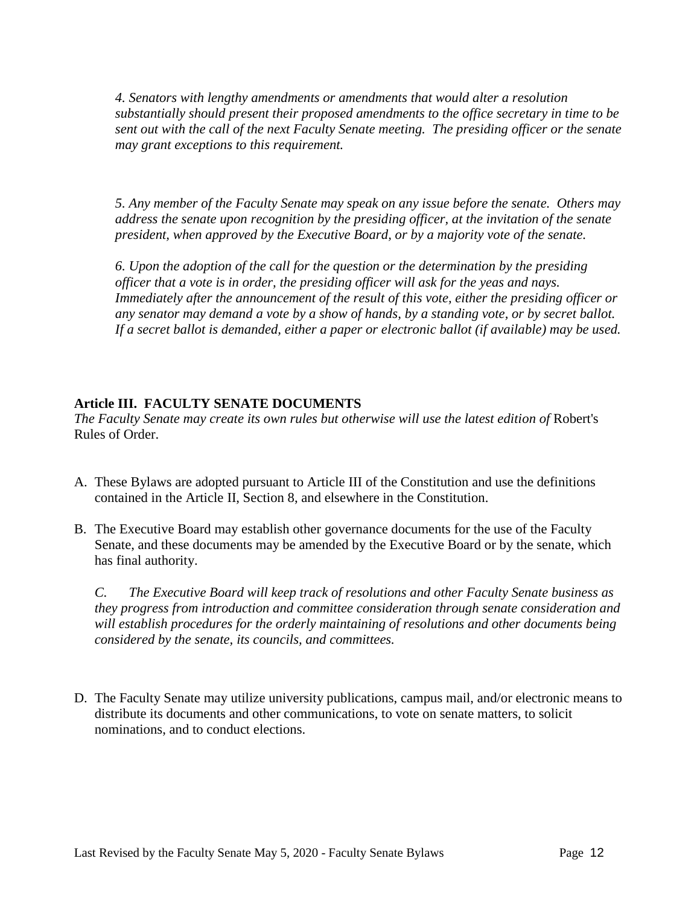*4. Senators with lengthy amendments or amendments that would alter a resolution substantially should present their proposed amendments to the office secretary in time to be sent out with the call of the next Faculty Senate meeting. The presiding officer or the senate may grant exceptions to this requirement.*

*5. Any member of the Faculty Senate may speak on any issue before the senate. Others may address the senate upon recognition by the presiding officer, at the invitation of the senate president, when approved by the Executive Board, or by a majority vote of the senate.*

*6. Upon the adoption of the call for the question or the determination by the presiding officer that a vote is in order, the presiding officer will ask for the yeas and nays. Immediately after the announcement of the result of this vote, either the presiding officer or any senator may demand a vote by a show of hands, by a standing vote, or by secret ballot. If a secret ballot is demanded, either a paper or electronic ballot (if available) may be used.*

## Article III. FACULTY SENATE DOCUMENTS

*The Faculty Senate may create its own rules but otherwise will use the latest edition of* Robert's Rules of Order.

A. These Bylaws are adopted pursuant to Article III of the Constitution and use the definitions contained in the Article II, Section 8, and elsewhere in the Constitution.

B. The Executive Board may establish other governance documents for the use of the Faculty Senate, and these documents may be amended by the Executive Board or by the senate, which has final authority.

*C. The Executive Board will keep track of resolutions and other Faculty Senate business as they progress from introduction and committee consideration through senate consideration and will establish procedures for the orderly maintaining of resolutions and other documents being considered by the senate, its councils, and committees.*

D. The Faculty Senate may utilize university publications, campus mail, and/or electronic means to distribute its documents and other communications, to vote on senate matters, to solicit nominations, and to conduct elections.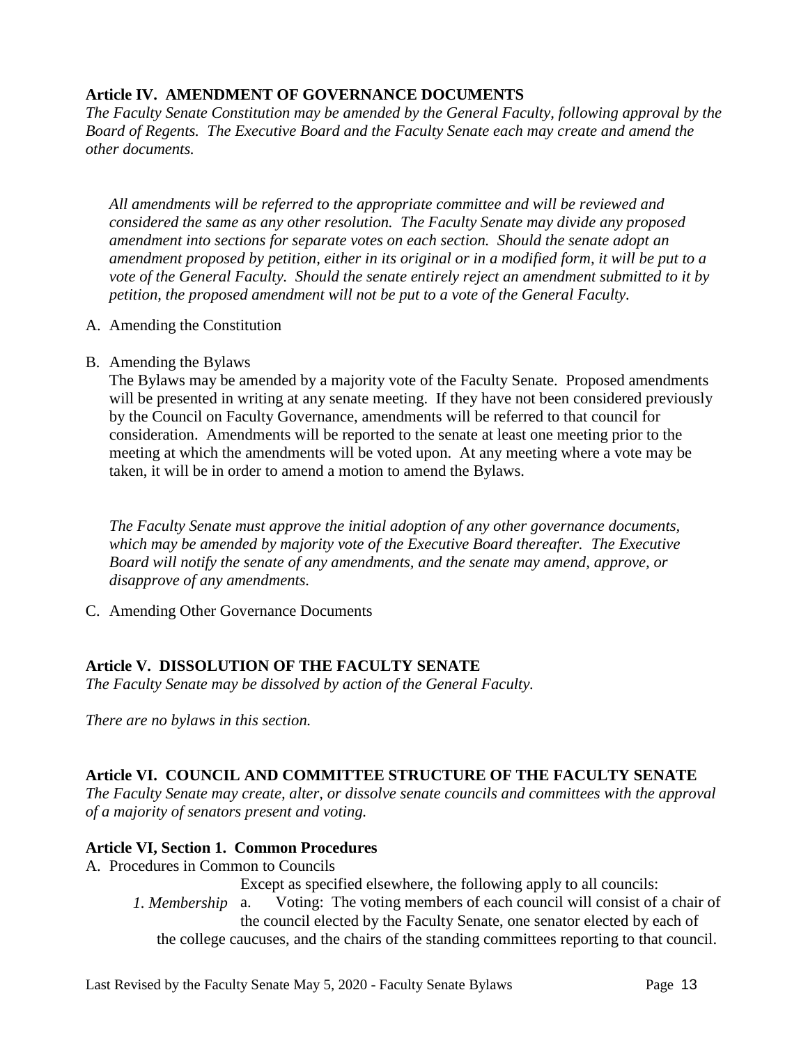**Article IV. AMENDMENT OF GOVERNANCE DOCUMENTS**

*The Faculty Senate Constitution may be amended by the General Faculty, following approval by the Board of Regents. The Executive Board and the Faculty Senate each may create and amend the other documents.*

*All amendments will be referred to the appropriate committee and will be reviewed and considered the same as any other resolution. The Faculty Senate may divide any proposed amendment into sections for separate votes on each section. Should the senate adopt an amendment proposed by petition, either in its original or in a modified form, it will be put to a vote of the General Faculty. Should the senate entirely reject an amendment submitted to it by petition, the proposed amendment will not be put to a vote of the General Faculty.*

A. Amending the Constitution

B. Amending the Bylaws

The Bylaws may be amended by a majority vote of the Faculty Senate. Proposed amendments will be presented in writing at any senate meeting. If they have not been considered previously by the Council on Faculty Governance, amendments will be referred to that council for consideration. Amendments will be reported to the senate at least one meeting prior to the meeting at which the amendments will be voted upon. At any meeting where a vote may be taken, it will be in order to amend a motion to amend the Bylaws.

*The Faculty Senate must approve the initial adoption of any other governance documents, which may be amended by majority vote of the Executive Board thereafter. The Executive Board will notify the senate of any amendments, and the senate may amend, approve, or disapprove of any amendments.*

C. Amending Other Governance Documents

**Article V. DISSOLUTION OF THE FACULTY SENATE**

*The Faculty Senate may be dissolved by action of the General Faculty.*

*There are no bylaws in this section.*

**Article VI. COUNCIL AND COMMITTEE STRUCTURE OF THE FACULTY SENATE**

*The Faculty Senate may create, alter, or dissolve senate councils and committees with the approval of a majority of senators present and voting.*

**Article VI, Section 1. Common Procedures**

A. Procedures in Common to Councils

Except as specified elsewhere, the following apply to all councils:

*1. Membership*

a. Voting: The voting members of each council will consist of a chair of the council elected by the Faculty Senate, one senator elected by each of the college caucuses, and the chairs of the standing committees reporting to that council.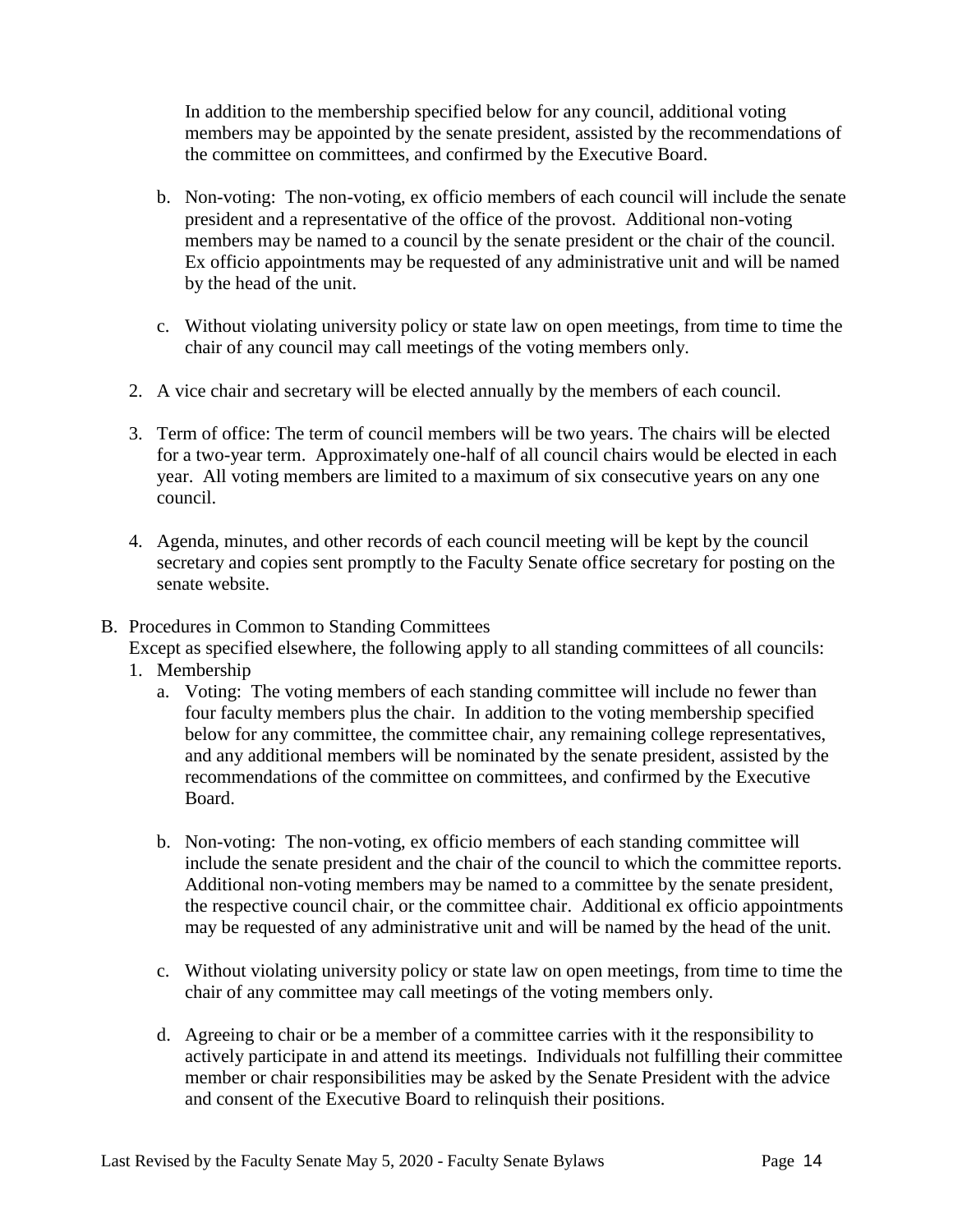In addition to the membership specified below for any council, additional voting members may be appointed by the senate president, assisted by the recommendations of the committee on committees, and confirmed by the Executive Board.

b. Non-voting: The non-voting, ex officio members of each council will include the senate president and a representative of the office of the provost. Additional non-voting members may be named to a council by the senate president or the chair of the council. Ex officio appointments may be requested of any administrative unit and will be named by the head of the unit.

c. Without violating university policy or state law on open meetings, from time to time the chair of any council may call meetings of the voting members only.

2. A vice chair and secretary will be elected annually by the members of each council.

3. Term of office: The term of council members will be two years. The chairs will be elected for a two-year term. Approximately one-half of all council chairs would be elected in each year. All voting members are limited to a maximum of six consecutive years on any one council.

4. Agenda, minutes, and other records of each council meeting will be kept by the council secretary and copies sent promptly to the Faculty Senate office secretary for posting on the senate website.

B. Procedures in Common to Standing Committees

Except as specified elsewhere, the following apply to all standing committees of all councils:

1. Membership

   a. Voting: The voting members of each standing committee will include no fewer than four faculty members plus the chair. In addition to the voting membership specified below for any committee, the committee chair, any remaining college representatives, and any additional members will be nominated by the senate president, assisted by the recommendations of the committee on committees, and confirmed by the Executive Board.

   b. Non-voting: The non-voting, ex officio members of each standing committee will include the senate president and the chair of the council to which the committee reports. Additional non-voting members may be named to a committee by the senate president, the respective council chair, or the committee chair. Additional ex officio appointments may be requested of any administrative unit and will be named by the head of the unit.

   c. Without violating university policy or state law on open meetings, from time to time the chair of any committee may call meetings of the voting members only.

   d. Agreeing to chair or be a member of a committee carries with it the responsibility to actively participate in and attend its meetings. Individuals not fulfilling their committee member or chair responsibilities may be asked by the Senate President with the advice and consent of the Executive Board to relinquish their positions.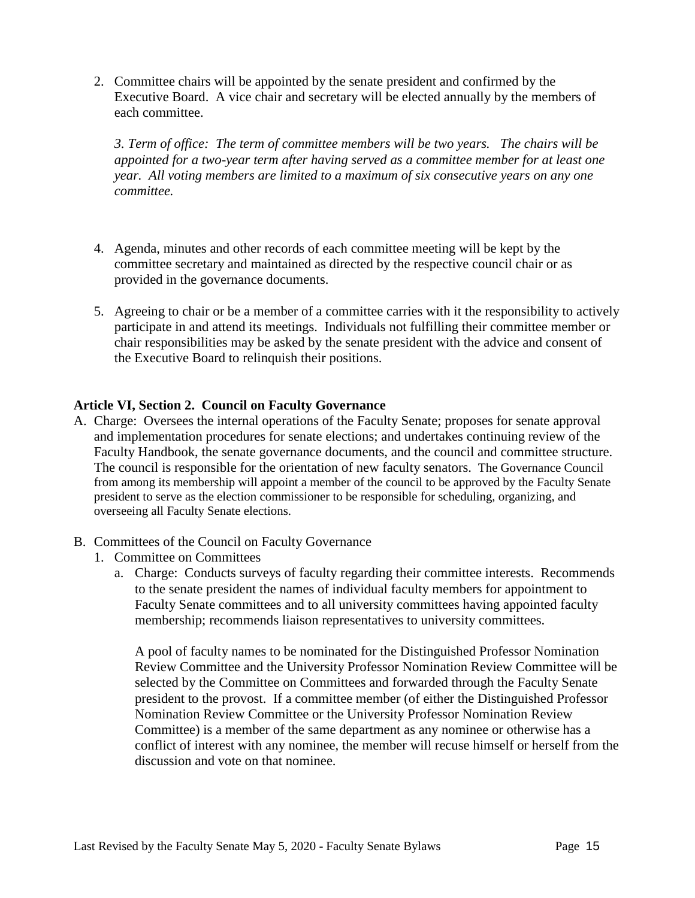2. Committee chairs will be appointed by the senate president and confirmed by the Executive Board. A vice chair and secretary will be elected annually by the members of each committee.

   *3. Term of office: The term of committee members will be two years. The chairs will be appointed for a two-year term after having served as a committee member for at least one year. All voting members are limited to a maximum of six consecutive years on any one committee.*

4. Agenda, minutes and other records of each committee meeting will be kept by the committee secretary and maintained as directed by the respective council chair or as provided in the governance documents.

5. Agreeing to chair or be a member of a committee carries with it the responsibility to actively participate in and attend its meetings. Individuals not fulfilling their committee member or chair responsibilities may be asked by the senate president with the advice and consent of the Executive Board to relinquish their positions.

**Article VI, Section 2. Council on Faculty Governance**

A. Charge: Oversees the internal operations of the Faculty Senate; proposes for senate approval and implementation procedures for senate elections; and undertakes continuing review of the Faculty Handbook, the senate governance documents, and the council and committee structure. The council is responsible for the orientation of new faculty senators. The Governance Council from among its membership will appoint a member of the council to be approved by the Faculty Senate president to serve as the election commissioner to be responsible for scheduling, organizing, and overseeing all Faculty Senate elections.

B. Committees of the Council on Faculty Governance
   1. Committee on Committees
      a. Charge: Conducts surveys of faculty regarding their committee interests. Recommends to the senate president the names of individual faculty members for appointment to Faculty Senate committees and to all university committees having appointed faculty membership; recommends liaison representatives to university committees.

         A pool of faculty names to be nominated for the Distinguished Professor Nomination Review Committee and the University Professor Nomination Review Committee will be selected by the Committee on Committees and forwarded through the Faculty Senate president to the provost. If a committee member (of either the Distinguished Professor Nomination Review Committee or the University Professor Nomination Review Committee) is a member of the same department as any nominee or otherwise has a conflict of interest with any nominee, the member will recuse himself or herself from the discussion and vote on that nominee.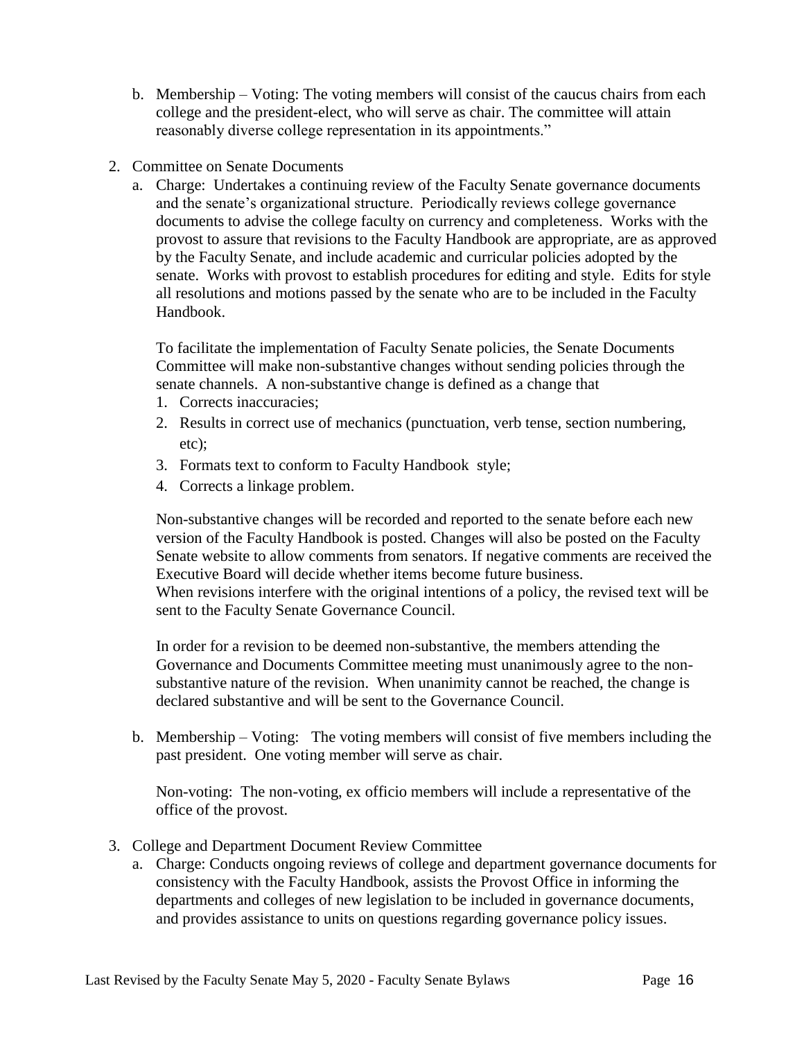b. Membership – Voting: The voting members will consist of the caucus chairs from each college and the president-elect, who will serve as chair. The committee will attain reasonably diverse college representation in its appointments."

2. Committee on Senate Documents

   a. Charge: Undertakes a continuing review of the Faculty Senate governance documents and the senate's organizational structure. Periodically reviews college governance documents to advise the college faculty on currency and completeness. Works with the provost to assure that revisions to the Faculty Handbook are appropriate, are as approved by the Faculty Senate, and include academic and curricular policies adopted by the senate. Works with provost to establish procedures for editing and style. Edits for style all resolutions and motions passed by the senate who are to be included in the Faculty Handbook.

      To facilitate the implementation of Faculty Senate policies, the Senate Documents Committee will make non-substantive changes without sending policies through the senate channels. A non-substantive change is defined as a change that

      1. Corrects inaccuracies;
      2. Results in correct use of mechanics (punctuation, verb tense, section numbering, etc);
      3. Formats text to conform to Faculty Handbook style;
      4. Corrects a linkage problem.

      Non-substantive changes will be recorded and reported to the senate before each new version of the Faculty Handbook is posted. Changes will also be posted on the Faculty Senate website to allow comments from senators. If negative comments are received the Executive Board will decide whether items become future business.
      When revisions interfere with the original intentions of a policy, the revised text will be sent to the Faculty Senate Governance Council.

      In order for a revision to be deemed non-substantive, the members attending the Governance and Documents Committee meeting must unanimously agree to the non-substantive nature of the revision. When unanimity cannot be reached, the change is declared substantive and will be sent to the Governance Council.

   b. Membership – Voting: The voting members will consist of five members including the past president. One voting member will serve as chair.

      Non-voting: The non-voting, ex officio members will include a representative of the office of the provost.

3. College and Department Document Review Committee

   a. Charge: Conducts ongoing reviews of college and department governance documents for consistency with the Faculty Handbook, assists the Provost Office in informing the departments and colleges of new legislation to be included in governance documents, and provides assistance to units on questions regarding governance policy issues.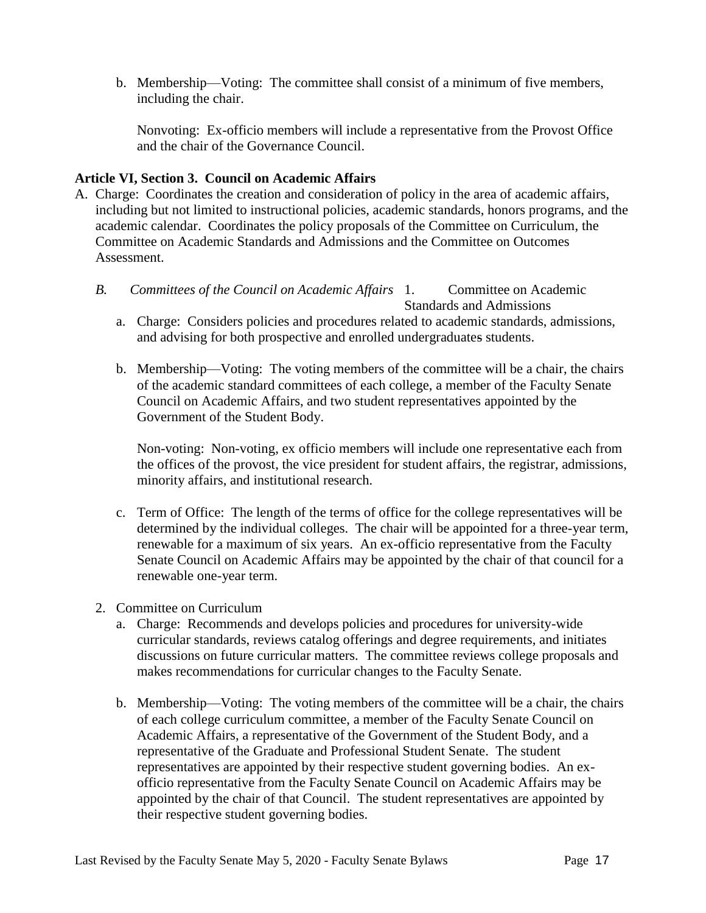b. Membership—Voting: The committee shall consist of a minimum of five members, including the chair.

   Nonvoting: Ex-officio members will include a representative from the Provost Office and the chair of the Governance Council.

**Article VI, Section 3. Council on Academic Affairs**

A. Charge: Coordinates the creation and consideration of policy in the area of academic affairs, including but not limited to instructional policies, academic standards, honors programs, and the academic calendar. Coordinates the policy proposals of the Committee on Curriculum, the Committee on Academic Standards and Admissions and the Committee on Outcomes Assessment.

B. *Committees of the Council on Academic Affairs*

1. Committee on Academic Standards and Admissions
   a. Charge: Considers policies and procedures related to academic standards, admissions, and advising for both prospective and enrolled undergraduates students.

   b. Membership—Voting: The voting members of the committee will be a chair, the chairs of the academic standard committees of each college, a member of the Faculty Senate Council on Academic Affairs, and two student representatives appointed by the Government of the Student Body.

      Non-voting: Non-voting, ex officio members will include one representative each from the offices of the provost, the vice president for student affairs, the registrar, admissions, minority affairs, and institutional research.

   c. Term of Office: The length of the terms of office for the college representatives will be determined by the individual colleges. The chair will be appointed for a three-year term, renewable for a maximum of six years. An ex-officio representative from the Faculty Senate Council on Academic Affairs may be appointed by the chair of that council for a renewable one-year term.

2. Committee on Curriculum
   a. Charge: Recommends and develops policies and procedures for university-wide curricular standards, reviews catalog offerings and degree requirements, and initiates discussions on future curricular matters. The committee reviews college proposals and makes recommendations for curricular changes to the Faculty Senate.

   b. Membership—Voting: The voting members of the committee will be a chair, the chairs of each college curriculum committee, a member of the Faculty Senate Council on Academic Affairs, a representative of the Government of the Student Body, and a representative of the Graduate and Professional Student Senate. The student representatives are appointed by their respective student governing bodies. An ex-officio representative from the Faculty Senate Council on Academic Affairs may be appointed by the chair of that Council. The student representatives are appointed by their respective student governing bodies.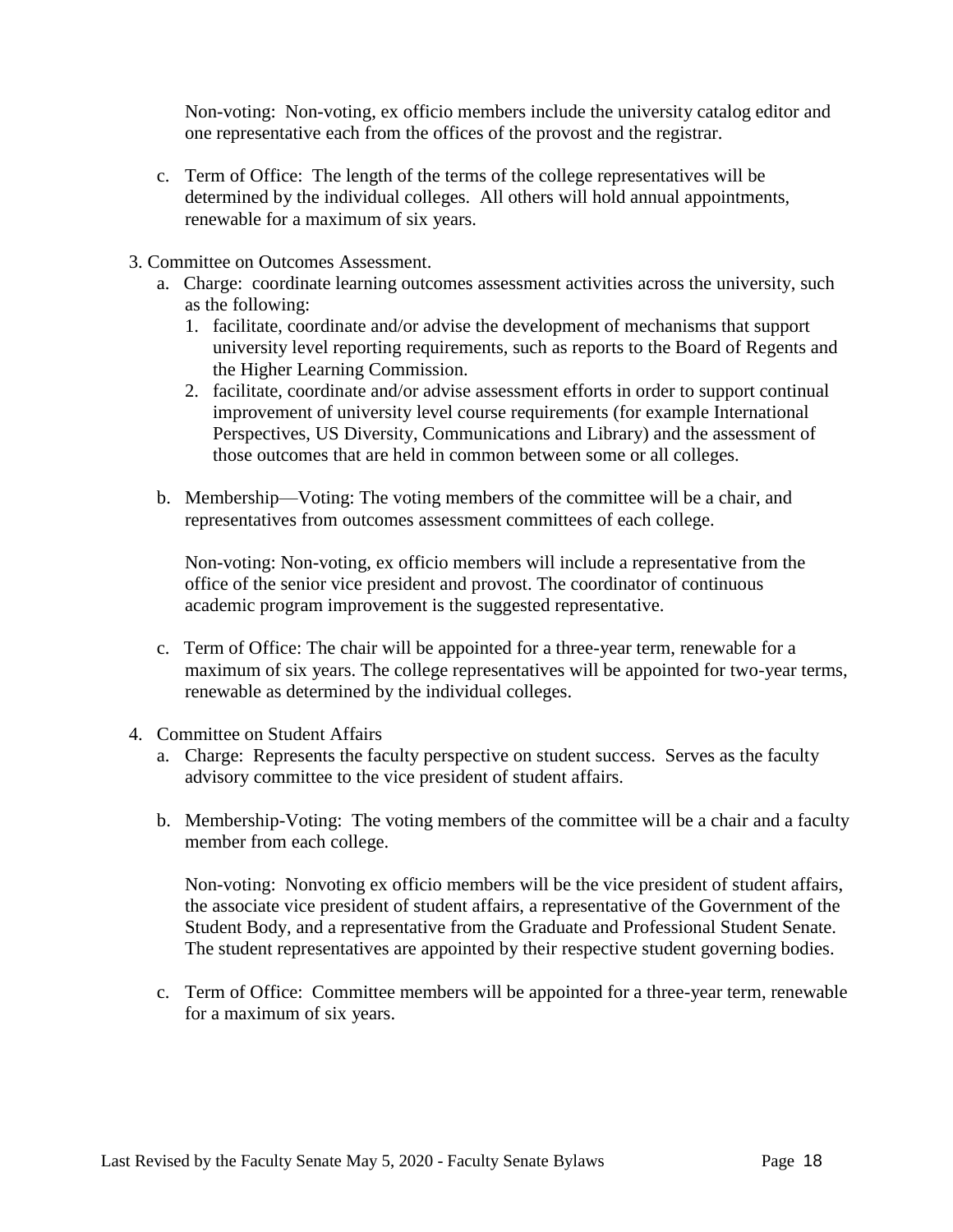Non-voting: Non-voting, ex officio members include the university catalog editor and one representative each from the offices of the provost and the registrar.

c. Term of Office: The length of the terms of the college representatives will be determined by the individual colleges. All others will hold annual appointments, renewable for a maximum of six years.

3. Committee on Outcomes Assessment.
   a. Charge: coordinate learning outcomes assessment activities across the university, such as the following:
      1. facilitate, coordinate and/or advise the development of mechanisms that support university level reporting requirements, such as reports to the Board of Regents and the Higher Learning Commission.
      2. facilitate, coordinate and/or advise assessment efforts in order to support continual improvement of university level course requirements (for example International Perspectives, US Diversity, Communications and Library) and the assessment of those outcomes that are held in common between some or all colleges.

   b. Membership—Voting: The voting members of the committee will be a chair, and representatives from outcomes assessment committees of each college.

      Non-voting: Non-voting, ex officio members will include a representative from the office of the senior vice president and provost. The coordinator of continuous academic program improvement is the suggested representative.

   c. Term of Office: The chair will be appointed for a three-year term, renewable for a maximum of six years. The college representatives will be appointed for two-year terms, renewable as determined by the individual colleges.

4. Committee on Student Affairs
   a. Charge: Represents the faculty perspective on student success. Serves as the faculty advisory committee to the vice president of student affairs.

   b. Membership-Voting: The voting members of the committee will be a chair and a faculty member from each college.

      Non-voting: Nonvoting ex officio members will be the vice president of student affairs, the associate vice president of student affairs, a representative of the Government of the Student Body, and a representative from the Graduate and Professional Student Senate. The student representatives are appointed by their respective student governing bodies.

   c. Term of Office: Committee members will be appointed for a three-year term, renewable for a maximum of six years.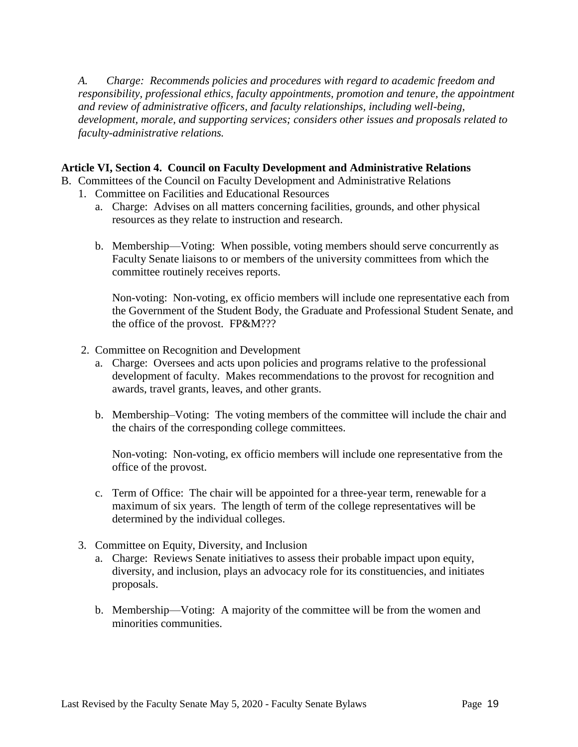*A. Charge: Recommends policies and procedures with regard to academic freedom and responsibility, professional ethics, faculty appointments, promotion and tenure, the appointment and review of administrative officers, and faculty relationships, including well-being, development, morale, and supporting services; considers other issues and proposals related to faculty-administrative relations.*

**Article VI, Section 4. Council on Faculty Development and Administrative Relations**

B. Committees of the Council on Faculty Development and Administrative Relations

1. Committee on Facilities and Educational Resources
   a. Charge: Advises on all matters concerning facilities, grounds, and other physical resources as they relate to instruction and research.

   b. Membership—Voting: When possible, voting members should serve concurrently as Faculty Senate liaisons to or members of the university committees from which the committee routinely receives reports.

      Non-voting: Non-voting, ex officio members will include one representative each from the Government of the Student Body, the Graduate and Professional Student Senate, and the office of the provost. FP&M???

2. Committee on Recognition and Development
   a. Charge: Oversees and acts upon policies and programs relative to the professional development of faculty. Makes recommendations to the provost for recognition and awards, travel grants, leaves, and other grants.

   b. Membership–Voting: The voting members of the committee will include the chair and the chairs of the corresponding college committees.

      Non-voting: Non-voting, ex officio members will include one representative from the office of the provost.

   c. Term of Office: The chair will be appointed for a three-year term, renewable for a maximum of six years. The length of term of the college representatives will be determined by the individual colleges.

3. Committee on Equity, Diversity, and Inclusion
   a. Charge: Reviews Senate initiatives to assess their probable impact upon equity, diversity, and inclusion, plays an advocacy role for its constituencies, and initiates proposals.

   b. Membership—Voting: A majority of the committee will be from the women and minorities communities.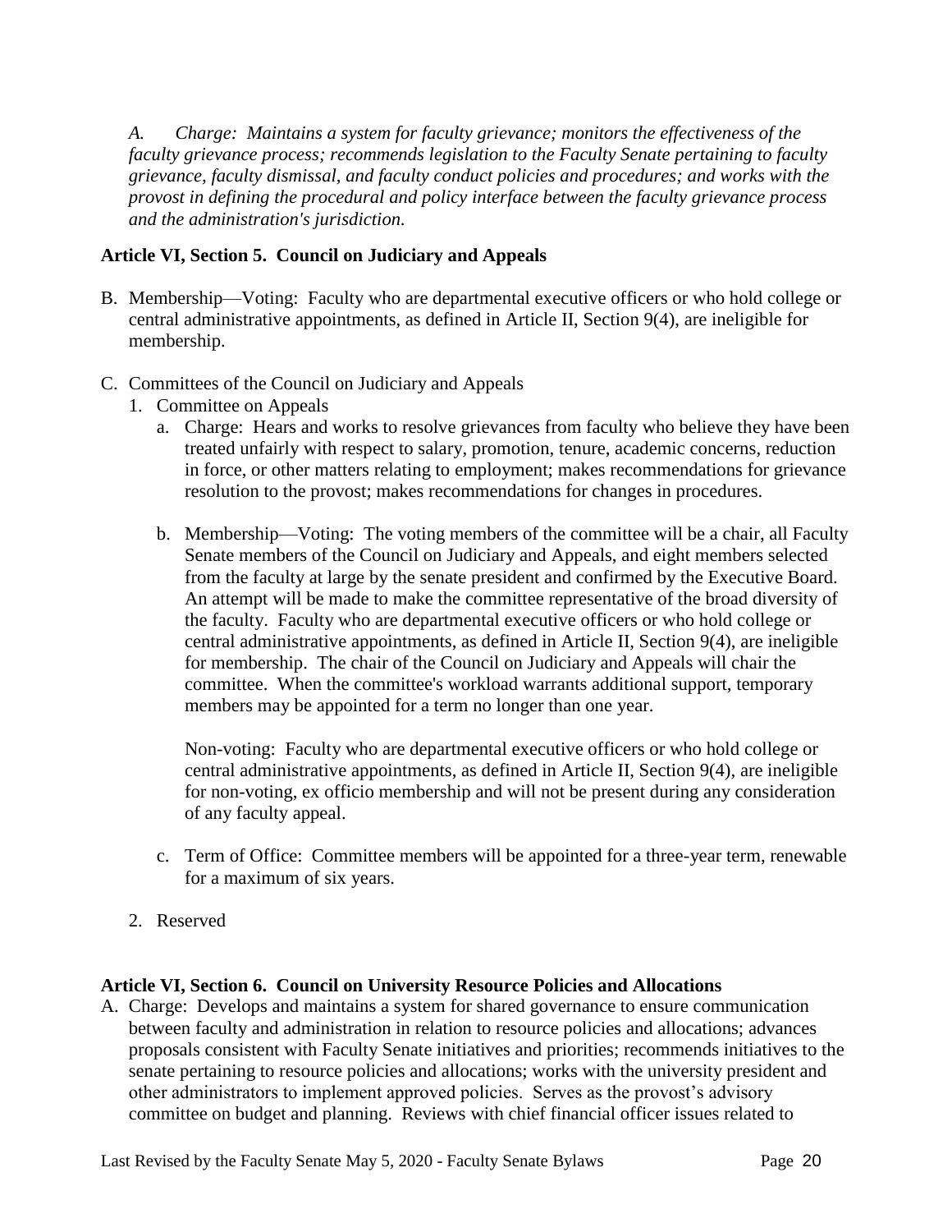*A. Charge: Maintains a system for faculty grievance; monitors the effectiveness of the faculty grievance process; recommends legislation to the Faculty Senate pertaining to faculty grievance, faculty dismissal, and faculty conduct policies and procedures; and works with the provost in defining the procedural and policy interface between the faculty grievance process and the administration's jurisdiction.*

**Article VI, Section 5. Council on Judiciary and Appeals**

B. Membership—Voting: Faculty who are departmental executive officers or who hold college or central administrative appointments, as defined in Article II, Section 9(4), are ineligible for membership.

C. Committees of the Council on Judiciary and Appeals
   1. Committee on Appeals
      a. Charge: Hears and works to resolve grievances from faculty who believe they have been treated unfairly with respect to salary, promotion, tenure, academic concerns, reduction in force, or other matters relating to employment; makes recommendations for grievance resolution to the provost; makes recommendations for changes in procedures.

      b. Membership—Voting: The voting members of the committee will be a chair, all Faculty Senate members of the Council on Judiciary and Appeals, and eight members selected from the faculty at large by the senate president and confirmed by the Executive Board. An attempt will be made to make the committee representative of the broad diversity of the faculty. Faculty who are departmental executive officers or who hold college or central administrative appointments, as defined in Article II, Section 9(4), are ineligible for membership. The chair of the Council on Judiciary and Appeals will chair the committee. When the committee's workload warrants additional support, temporary members may be appointed for a term no longer than one year.

         Non-voting: Faculty who are departmental executive officers or who hold college or central administrative appointments, as defined in Article II, Section 9(4), are ineligible for non-voting, ex officio membership and will not be present during any consideration of any faculty appeal.

      c. Term of Office: Committee members will be appointed for a three-year term, renewable for a maximum of six years.

   2. Reserved

**Article VI, Section 6. Council on University Resource Policies and Allocations**

A. Charge: Develops and maintains a system for shared governance to ensure communication between faculty and administration in relation to resource policies and allocations; advances proposals consistent with Faculty Senate initiatives and priorities; recommends initiatives to the senate pertaining to resource policies and allocations; works with the university president and other administrators to implement approved policies. Serves as the provost's advisory committee on budget and planning. Reviews with chief financial officer issues related to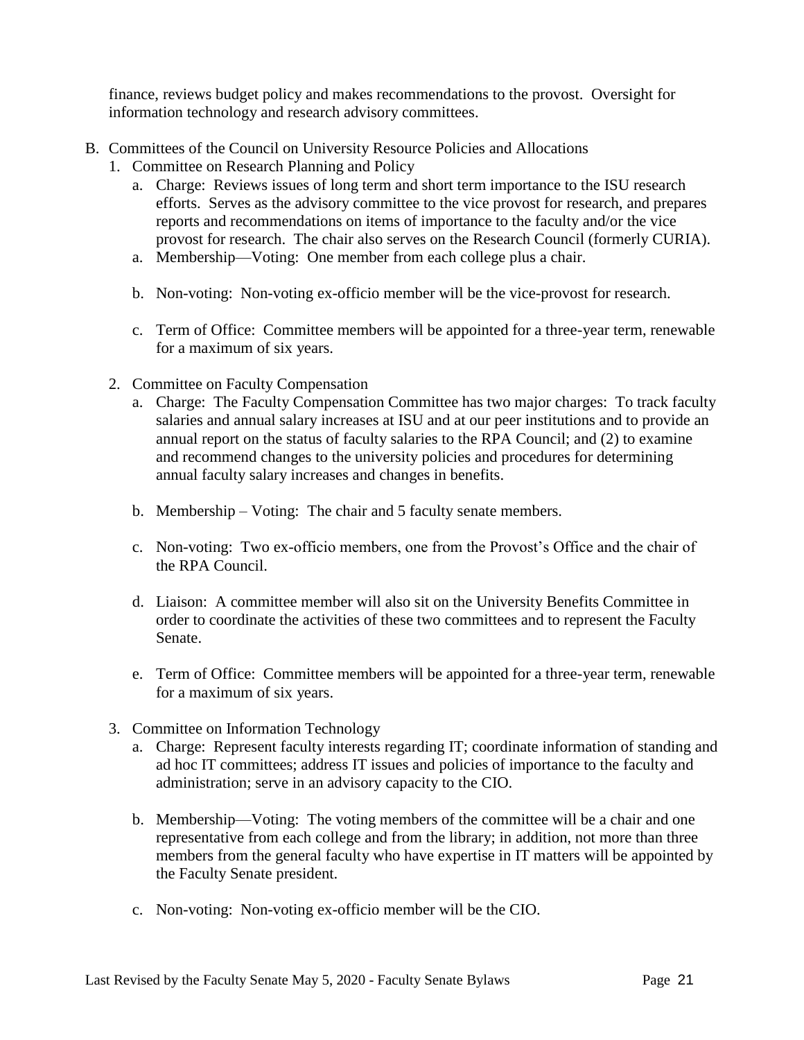finance, reviews budget policy and makes recommendations to the provost. Oversight for information technology and research advisory committees.

B. Committees of the Council on University Resource Policies and Allocations

1. Committee on Research Planning and Policy
   a. Charge: Reviews issues of long term and short term importance to the ISU research efforts. Serves as the advisory committee to the vice provost for research, and prepares reports and recommendations on items of importance to the faculty and/or the vice provost for research. The chair also serves on the Research Council (formerly CURIA).
   a. Membership—Voting: One member from each college plus a chair.
   b. Non-voting: Non-voting ex-officio member will be the vice-provost for research.
   c. Term of Office: Committee members will be appointed for a three-year term, renewable for a maximum of six years.

2. Committee on Faculty Compensation
   a. Charge: The Faculty Compensation Committee has two major charges: To track faculty salaries and annual salary increases at ISU and at our peer institutions and to provide an annual report on the status of faculty salaries to the RPA Council; and (2) to examine and recommend changes to the university policies and procedures for determining annual faculty salary increases and changes in benefits.
   b. Membership – Voting: The chair and 5 faculty senate members.
   c. Non-voting: Two ex-officio members, one from the Provost's Office and the chair of the RPA Council.
   d. Liaison: A committee member will also sit on the University Benefits Committee in order to coordinate the activities of these two committees and to represent the Faculty Senate.
   e. Term of Office: Committee members will be appointed for a three-year term, renewable for a maximum of six years.

3. Committee on Information Technology
   a. Charge: Represent faculty interests regarding IT; coordinate information of standing and ad hoc IT committees; address IT issues and policies of importance to the faculty and administration; serve in an advisory capacity to the CIO.
   b. Membership—Voting: The voting members of the committee will be a chair and one representative from each college and from the library; in addition, not more than three members from the general faculty who have expertise in IT matters will be appointed by the Faculty Senate president.
   c. Non-voting: Non-voting ex-officio member will be the CIO.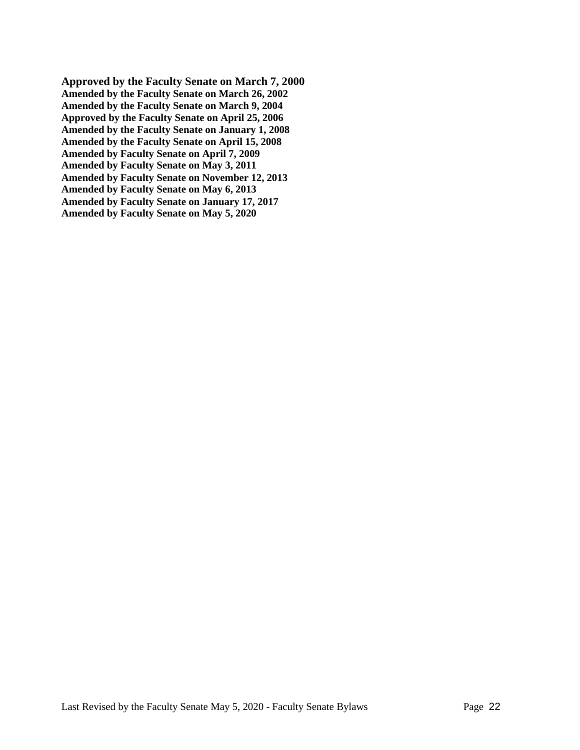**Approved by the Faculty Senate on March 7, 2000**
**Amended by the Faculty Senate on March 26, 2002**
**Amended by the Faculty Senate on March 9, 2004**
**Approved by the Faculty Senate on April 25, 2006**
**Amended by the Faculty Senate on January 1, 2008**
**Amended by the Faculty Senate on April 15, 2008**
**Amended by Faculty Senate on April 7, 2009**
**Amended by Faculty Senate on May 3, 2011**
**Amended by Faculty Senate on November 12, 2013**
**Amended by Faculty Senate on May 6, 2013**
**Amended by Faculty Senate on January 17, 2017**
**Amended by Faculty Senate on May 5, 2020**